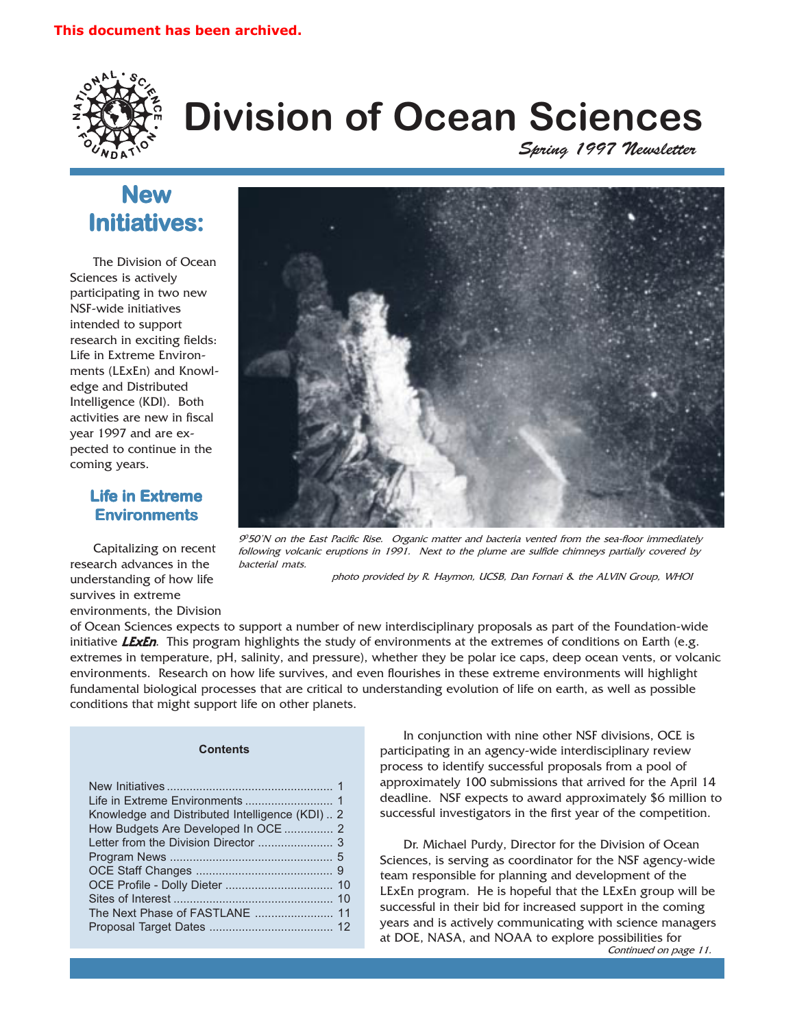This document has been archived.

# Division of Ocean Sciences

*Spring 1997 Newsletter*

## New Initiatives:

The Division of Ocean Sciences is actively participating in two new NSF-wide initiatives intended to support research in exciting fields: Life in Extreme Environments (LExEn) and Knowledge and Distributed Intelligence (KDI). Both activities are new in fiscal year 1997 and are expected to continue in the coming years.

*9°50'N on the East Pacific Rise. Organic matter and bacteria vented from the sea-floor immediately following volcanic eruptions in 1991. Next to the plume are sulfide chimneys partially covered by bacterial mats.*

*photo provided by R. Haymon, UCSB, Dan Fornari & the ALVIN Group, WHOI*

### Life in Extreme Environments

Capitalizing on recent research advances in the understanding of how life survives in extreme environments, the Division of Ocean Sciences expects to support a number of new interdisciplinary proposals as part of the Foundation-wide initiative ***LExEn***. This program highlights the study of environments at the extremes of conditions on Earth (e.g. extremes in temperature, pH, salinity, and pressure), whether they be polar ice caps, deep ocean vents, or volcanic environments. Research on how life survives, and even flourishes in these extreme environments will highlight fundamental biological processes that are critical to understanding evolution of life on earth, as well as possible conditions that might support life on other planets.

**Contents**

| | |
|---|---|
| New Initiatives | 1 |
| Life in Extreme Environments | 1 |
| Knowledge and Distributed Intelligence (KDI) | 2 |
| How Budgets Are Developed In OCE | 2 |
| Letter from the Division Director | 3 |
| Program News | 5 |
| OCE Staff Changes | 9 |
| OCE Profile - Dolly Dieter | 10 |
| Sites of Interest | 10 |
| The Next Phase of FASTLANE | 11 |
| Proposal Target Dates | 12 |

In conjunction with nine other NSF divisions, OCE is participating in an agency-wide interdisciplinary review process to identify successful proposals from a pool of approximately 100 submissions that arrived for the April 14 deadline. NSF expects to award approximately $6 million to successful investigators in the first year of the competition.

Dr. Michael Purdy, Director for the Division of Ocean Sciences, is serving as coordinator for the NSF agency-wide team responsible for planning and development of the LExEn program. He is hopeful that the LExEn group will be successful in their bid for increased support in the coming years and is actively communicating with science managers at DOE, NASA, and NOAA to explore possibilities for

*Continued on page 11.*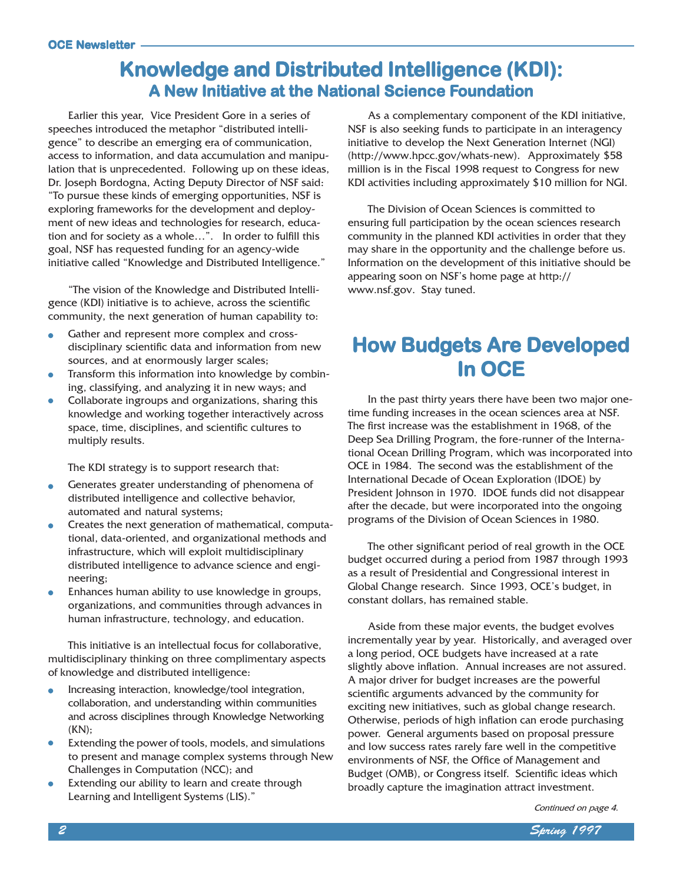# Knowledge and Distributed Intelligence (KDI):
## A New Initiative at the National Science Foundation

Earlier this year, Vice President Gore in a series of speeches introduced the metaphor "distributed intelligence" to describe an emerging era of communication, access to information, and data accumulation and manipulation that is unprecedented. Following up on these ideas, Dr. Joseph Bordogna, Acting Deputy Director of NSF said: "To pursue these kinds of emerging opportunities, NSF is exploring frameworks for the development and deployment of new ideas and technologies for research, education and for society as a whole…". In order to fulfill this goal, NSF has requested funding for an agency-wide initiative called "Knowledge and Distributed Intelligence."

"The vision of the Knowledge and Distributed Intelligence (KDI) initiative is to achieve, across the scientific community, the next generation of human capability to:

- Gather and represent more complex and cross-disciplinary scientific data and information from new sources, and at enormously larger scales;
- Transform this information into knowledge by combining, classifying, and analyzing it in new ways; and
- Collaborate ingroups and organizations, sharing this knowledge and working together interactively across space, time, disciplines, and scientific cultures to multiply results.

The KDI strategy is to support research that:

- Generates greater understanding of phenomena of distributed intelligence and collective behavior, automated and natural systems;
- Creates the next generation of mathematical, computational, data-oriented, and organizational methods and infrastructure, which will exploit multidisciplinary distributed intelligence to advance science and engineering;
- Enhances human ability to use knowledge in groups, organizations, and communities through advances in human infrastructure, technology, and education.

This initiative is an intellectual focus for collaborative, multidisciplinary thinking on three complimentary aspects of knowledge and distributed intelligence:

- Increasing interaction, knowledge/tool integration, collaboration, and understanding within communities and across disciplines through Knowledge Networking (KN);
- Extending the power of tools, models, and simulations to present and manage complex systems through New Challenges in Computation (NCC); and
- Extending our ability to learn and create through Learning and Intelligent Systems (LIS)."

As a complementary component of the KDI initiative, NSF is also seeking funds to participate in an interagency initiative to develop the Next Generation Internet (NGI) (http://www.hpcc.gov/whats-new). Approximately $58 million is in the Fiscal 1998 request to Congress for new KDI activities including approximately $10 million for NGI.

The Division of Ocean Sciences is committed to ensuring full participation by the ocean sciences research community in the planned KDI activities in order that they may share in the opportunity and the challenge before us. Information on the development of this initiative should be appearing soon on NSF's home page at http://www.nsf.gov. Stay tuned.

# How Budgets Are Developed In OCE

In the past thirty years there have been two major one-time funding increases in the ocean sciences area at NSF. The first increase was the establishment in 1968, of the Deep Sea Drilling Program, the fore-runner of the International Ocean Drilling Program, which was incorporated into OCE in 1984. The second was the establishment of the International Decade of Ocean Exploration (IDOE) by President Johnson in 1970. IDOE funds did not disappear after the decade, but were incorporated into the ongoing programs of the Division of Ocean Sciences in 1980.

The other significant period of real growth in the OCE budget occurred during a period from 1987 through 1993 as a result of Presidential and Congressional interest in Global Change research. Since 1993, OCE's budget, in constant dollars, has remained stable.

Aside from these major events, the budget evolves incrementally year by year. Historically, and averaged over a long period, OCE budgets have increased at a rate slightly above inflation. Annual increases are not assured. A major driver for budget increases are the powerful scientific arguments advanced by the community for exciting new initiatives, such as global change research. Otherwise, periods of high inflation can erode purchasing power. General arguments based on proposal pressure and low success rates rarely fare well in the competitive environments of NSF, the Office of Management and Budget (OMB), or Congress itself. Scientific ideas which broadly capture the imagination attract investment.

*Continued on page 4.*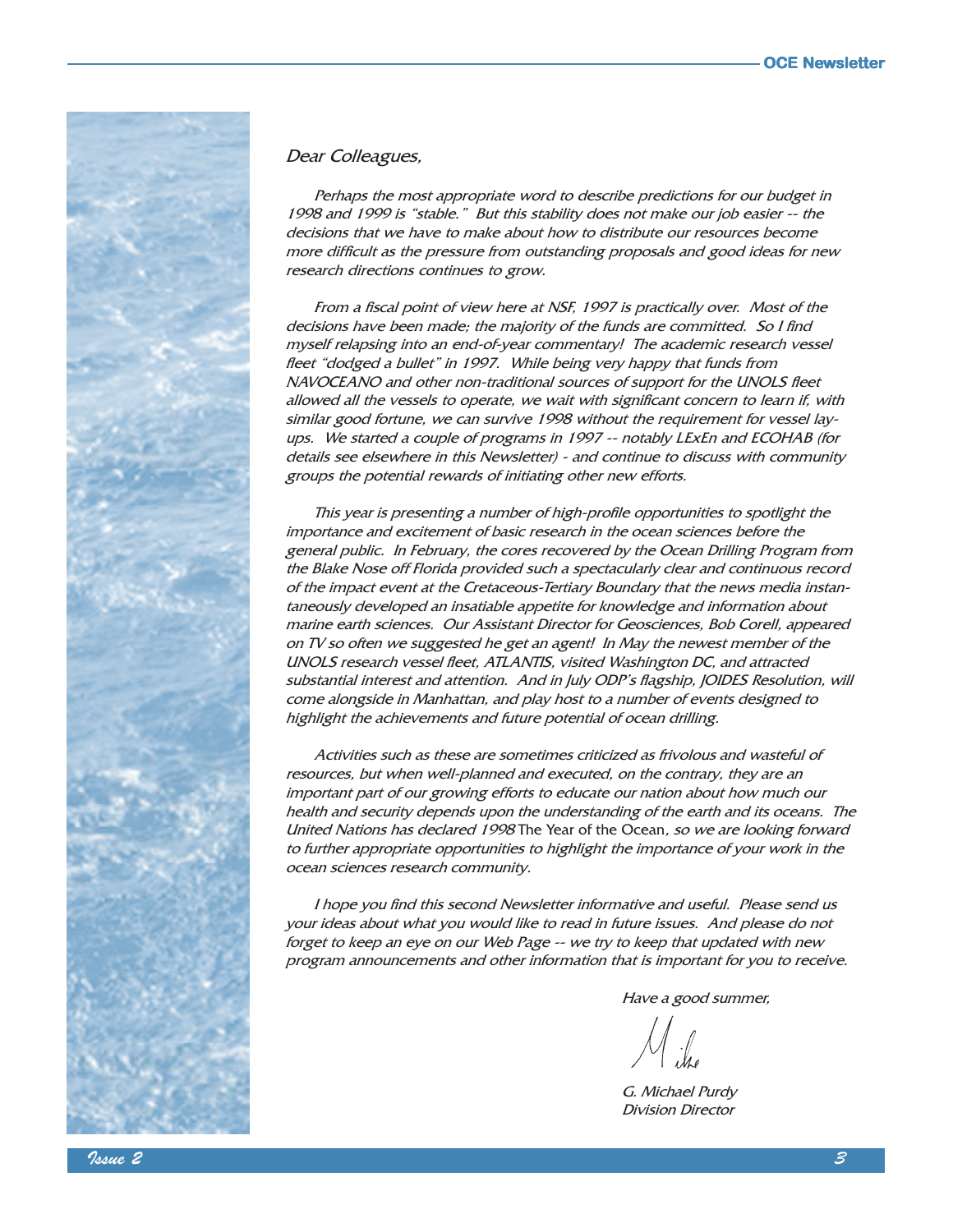*Dear Colleagues,*

*Perhaps the most appropriate word to describe predictions for our budget in 1998 and 1999 is "stable." But this stability does not make our job easier -- the decisions that we have to make about how to distribute our resources become more difficult as the pressure from outstanding proposals and good ideas for new research directions continues to grow.*

*From a fiscal point of view here at NSF, 1997 is practically over. Most of the decisions have been made; the majority of the funds are committed. So I find myself relapsing into an end-of-year commentary! The academic research vessel fleet "dodged a bullet" in 1997. While being very happy that funds from NAVOCEANO and other non-traditional sources of support for the UNOLS fleet allowed all the vessels to operate, we wait with significant concern to learn if, with similar good fortune, we can survive 1998 without the requirement for vessel lay-ups. We started a couple of programs in 1997 -- notably LExEn and ECOHAB (for details see elsewhere in this Newsletter) - and continue to discuss with community groups the potential rewards of initiating other new efforts.*

*This year is presenting a number of high-profile opportunities to spotlight the importance and excitement of basic research in the ocean sciences before the general public. In February, the cores recovered by the Ocean Drilling Program from the Blake Nose off Florida provided such a spectacularly clear and continuous record of the impact event at the Cretaceous-Tertiary Boundary that the news media instantaneously developed an insatiable appetite for knowledge and information about marine earth sciences. Our Assistant Director for Geosciences, Bob Corell, appeared on TV so often we suggested he get an agent! In May the newest member of the UNOLS research vessel fleet, ATLANTIS, visited Washington DC, and attracted substantial interest and attention. And in July ODP's flagship, JOIDES Resolution, will come alongside in Manhattan, and play host to a number of events designed to highlight the achievements and future potential of ocean drilling.*

*Activities such as these are sometimes criticized as frivolous and wasteful of resources, but when well-planned and executed, on the contrary, they are an important part of our growing efforts to educate our nation about how much our health and security depends upon the understanding of the earth and its oceans. The United Nations has declared 1998* The Year of the Ocean*, so we are looking forward to further appropriate opportunities to highlight the importance of your work in the ocean sciences research community.*

*I hope you find this second Newsletter informative and useful. Please send us your ideas about what you would like to read in future issues. And please do not forget to keep an eye on our Web Page -- we try to keep that updated with new program announcements and other information that is important for you to receive.*

*Have a good summer,*

*Mike*

*G. Michael Purdy*
*Division Director*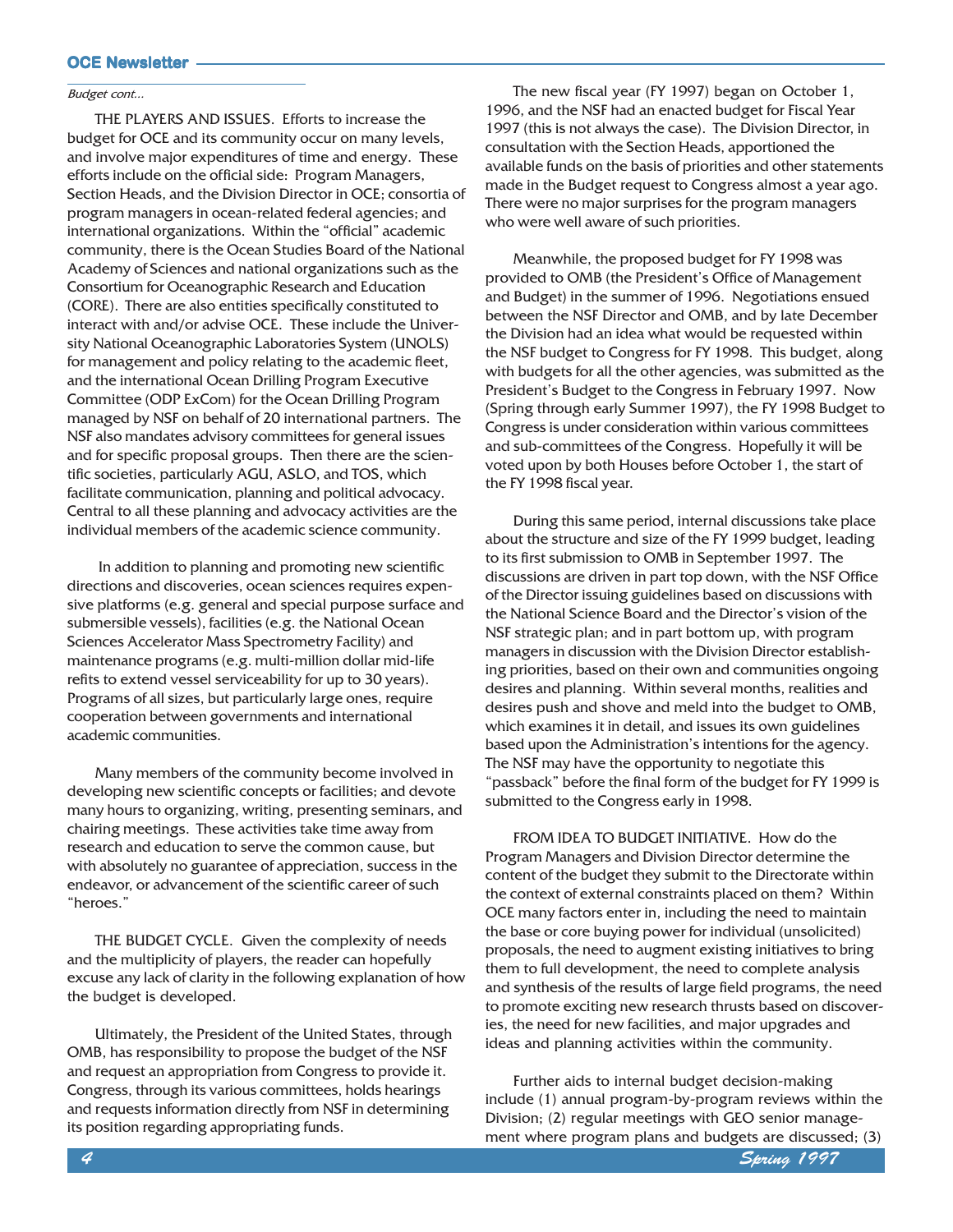*Budget cont...*

THE PLAYERS AND ISSUES. Efforts to increase the budget for OCE and its community occur on many levels, and involve major expenditures of time and energy. These efforts include on the official side: Program Managers, Section Heads, and the Division Director in OCE; consortia of program managers in ocean-related federal agencies; and international organizations. Within the "official" academic community, there is the Ocean Studies Board of the National Academy of Sciences and national organizations such as the Consortium for Oceanographic Research and Education (CORE). There are also entities specifically constituted to interact with and/or advise OCE. These include the University National Oceanographic Laboratories System (UNOLS) for management and policy relating to the academic fleet, and the international Ocean Drilling Program Executive Committee (ODP ExCom) for the Ocean Drilling Program managed by NSF on behalf of 20 international partners. The NSF also mandates advisory committees for general issues and for specific proposal groups. Then there are the scientific societies, particularly AGU, ASLO, and TOS, which facilitate communication, planning and political advocacy. Central to all these planning and advocacy activities are the individual members of the academic science community.

In addition to planning and promoting new scientific directions and discoveries, ocean sciences requires expensive platforms (e.g. general and special purpose surface and submersible vessels), facilities (e.g. the National Ocean Sciences Accelerator Mass Spectrometry Facility) and maintenance programs (e.g. multi-million dollar mid-life refits to extend vessel serviceability for up to 30 years). Programs of all sizes, but particularly large ones, require cooperation between governments and international academic communities.

Many members of the community become involved in developing new scientific concepts or facilities; and devote many hours to organizing, writing, presenting seminars, and chairing meetings. These activities take time away from research and education to serve the common cause, but with absolutely no guarantee of appreciation, success in the endeavor, or advancement of the scientific career of such "heroes."

THE BUDGET CYCLE. Given the complexity of needs and the multiplicity of players, the reader can hopefully excuse any lack of clarity in the following explanation of how the budget is developed.

Ultimately, the President of the United States, through OMB, has responsibility to propose the budget of the NSF and request an appropriation from Congress to provide it. Congress, through its various committees, holds hearings and requests information directly from NSF in determining its position regarding appropriating funds.

The new fiscal year (FY 1997) began on October 1, 1996, and the NSF had an enacted budget for Fiscal Year 1997 (this is not always the case). The Division Director, in consultation with the Section Heads, apportioned the available funds on the basis of priorities and other statements made in the Budget request to Congress almost a year ago. There were no major surprises for the program managers who were well aware of such priorities.

Meanwhile, the proposed budget for FY 1998 was provided to OMB (the President's Office of Management and Budget) in the summer of 1996. Negotiations ensued between the NSF Director and OMB, and by late December the Division had an idea what would be requested within the NSF budget to Congress for FY 1998. This budget, along with budgets for all the other agencies, was submitted as the President's Budget to the Congress in February 1997. Now (Spring through early Summer 1997), the FY 1998 Budget to Congress is under consideration within various committees and sub-committees of the Congress. Hopefully it will be voted upon by both Houses before October 1, the start of the FY 1998 fiscal year.

During this same period, internal discussions take place about the structure and size of the FY 1999 budget, leading to its first submission to OMB in September 1997. The discussions are driven in part top down, with the NSF Office of the Director issuing guidelines based on discussions with the National Science Board and the Director's vision of the NSF strategic plan; and in part bottom up, with program managers in discussion with the Division Director establishing priorities, based on their own and communities ongoing desires and planning. Within several months, realities and desires push and shove and meld into the budget to OMB, which examines it in detail, and issues its own guidelines based upon the Administration's intentions for the agency. The NSF may have the opportunity to negotiate this "passback" before the final form of the budget for FY 1999 is submitted to the Congress early in 1998.

FROM IDEA TO BUDGET INITIATIVE. How do the Program Managers and Division Director determine the content of the budget they submit to the Directorate within the context of external constraints placed on them? Within OCE many factors enter in, including the need to maintain the base or core buying power for individual (unsolicited) proposals, the need to augment existing initiatives to bring them to full development, the need to complete analysis and synthesis of the results of large field programs, the need to promote exciting new research thrusts based on discoveries, the need for new facilities, and major upgrades and ideas and planning activities within the community.

Further aids to internal budget decision-making include (1) annual program-by-program reviews within the Division; (2) regular meetings with GEO senior management where program plans and budgets are discussed; (3)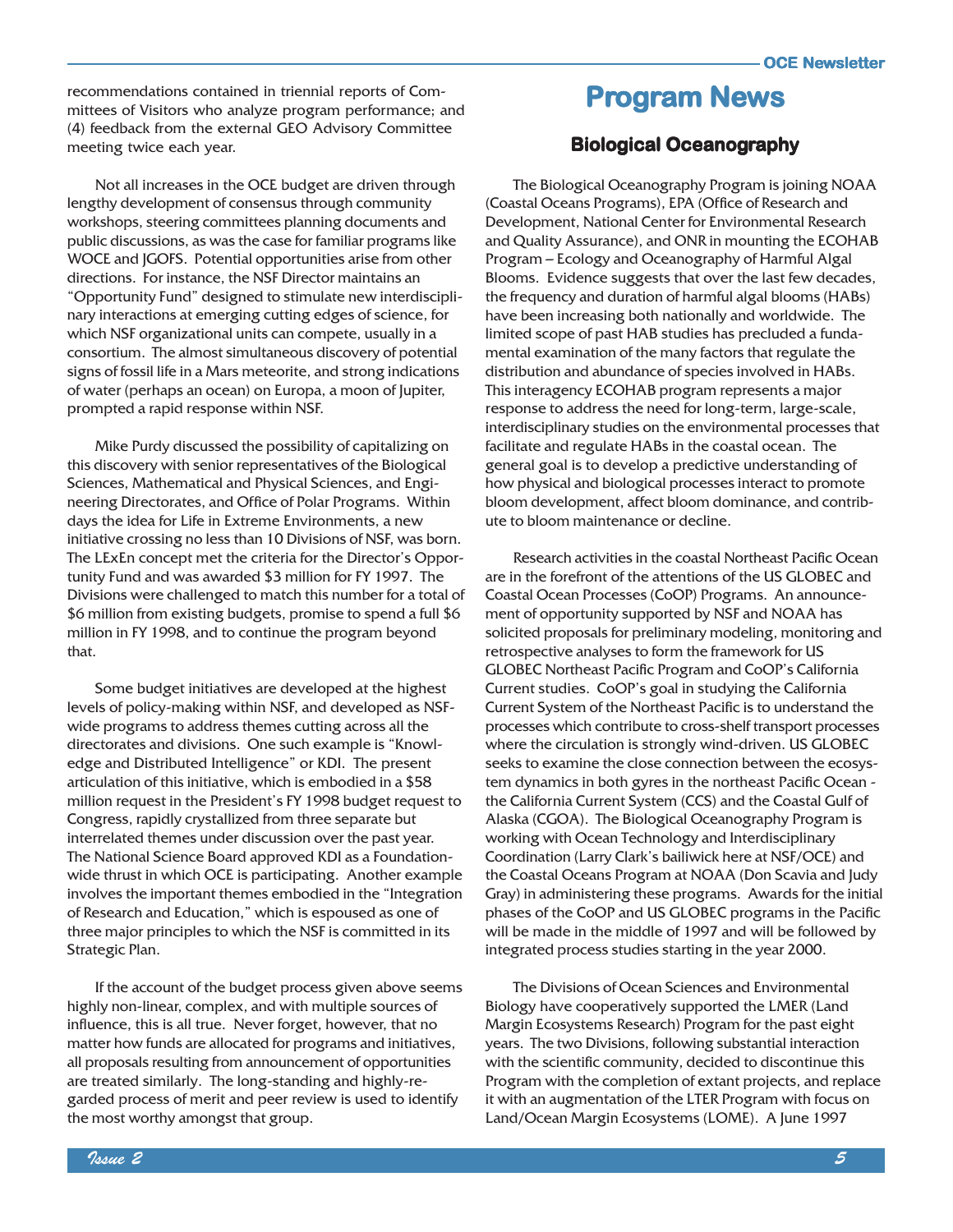recommendations contained in triennial reports of Committees of Visitors who analyze program performance; and (4) feedback from the external GEO Advisory Committee meeting twice each year.

Not all increases in the OCE budget are driven through lengthy development of consensus through community workshops, steering committees planning documents and public discussions, as was the case for familiar programs like WOCE and JGOFS. Potential opportunities arise from other directions. For instance, the NSF Director maintains an "Opportunity Fund" designed to stimulate new interdisciplinary interactions at emerging cutting edges of science, for which NSF organizational units can compete, usually in a consortium. The almost simultaneous discovery of potential signs of fossil life in a Mars meteorite, and strong indications of water (perhaps an ocean) on Europa, a moon of Jupiter, prompted a rapid response within NSF.

Mike Purdy discussed the possibility of capitalizing on this discovery with senior representatives of the Biological Sciences, Mathematical and Physical Sciences, and Engineering Directorates, and Office of Polar Programs. Within days the idea for Life in Extreme Environments, a new initiative crossing no less than 10 Divisions of NSF, was born. The LExEn concept met the criteria for the Director's Opportunity Fund and was awarded $3 million for FY 1997. The Divisions were challenged to match this number for a total of $6 million from existing budgets, promise to spend a full $6 million in FY 1998, and to continue the program beyond that.

Some budget initiatives are developed at the highest levels of policy-making within NSF, and developed as NSF-wide programs to address themes cutting across all the directorates and divisions. One such example is "Knowledge and Distributed Intelligence" or KDI. The present articulation of this initiative, which is embodied in a $58 million request in the President's FY 1998 budget request to Congress, rapidly crystallized from three separate but interrelated themes under discussion over the past year. The National Science Board approved KDI as a Foundation-wide thrust in which OCE is participating. Another example involves the important themes embodied in the "Integration of Research and Education," which is espoused as one of three major principles to which the NSF is committed in its Strategic Plan.

If the account of the budget process given above seems highly non-linear, complex, and with multiple sources of influence, this is all true. Never forget, however, that no matter how funds are allocated for programs and initiatives, all proposals resulting from announcement of opportunities are treated similarly. The long-standing and highly-regarded process of merit and peer review is used to identify the most worthy amongst that group.

# Program News

## Biological Oceanography

The Biological Oceanography Program is joining NOAA (Coastal Oceans Programs), EPA (Office of Research and Development, National Center for Environmental Research and Quality Assurance), and ONR in mounting the ECOHAB Program – Ecology and Oceanography of Harmful Algal Blooms. Evidence suggests that over the last few decades, the frequency and duration of harmful algal blooms (HABs) have been increasing both nationally and worldwide. The limited scope of past HAB studies has precluded a fundamental examination of the many factors that regulate the distribution and abundance of species involved in HABs. This interagency ECOHAB program represents a major response to address the need for long-term, large-scale, interdisciplinary studies on the environmental processes that facilitate and regulate HABs in the coastal ocean. The general goal is to develop a predictive understanding of how physical and biological processes interact to promote bloom development, affect bloom dominance, and contribute to bloom maintenance or decline.

Research activities in the coastal Northeast Pacific Ocean are in the forefront of the attentions of the US GLOBEC and Coastal Ocean Processes (CoOP) Programs. An announcement of opportunity supported by NSF and NOAA has solicited proposals for preliminary modeling, monitoring and retrospective analyses to form the framework for US GLOBEC Northeast Pacific Program and CoOP's California Current studies. CoOP's goal in studying the California Current System of the Northeast Pacific is to understand the processes which contribute to cross-shelf transport processes where the circulation is strongly wind-driven. US GLOBEC seeks to examine the close connection between the ecosystem dynamics in both gyres in the northeast Pacific Ocean - the California Current System (CCS) and the Coastal Gulf of Alaska (CGOA). The Biological Oceanography Program is working with Ocean Technology and Interdisciplinary Coordination (Larry Clark's bailiwick here at NSF/OCE) and the Coastal Oceans Program at NOAA (Don Scavia and Judy Gray) in administering these programs. Awards for the initial phases of the CoOP and US GLOBEC programs in the Pacific will be made in the middle of 1997 and will be followed by integrated process studies starting in the year 2000.

The Divisions of Ocean Sciences and Environmental Biology have cooperatively supported the LMER (Land Margin Ecosystems Research) Program for the past eight years. The two Divisions, following substantial interaction with the scientific community, decided to discontinue this Program with the completion of extant projects, and replace it with an augmentation of the LTER Program with focus on Land/Ocean Margin Ecosystems (LOME). A June 1997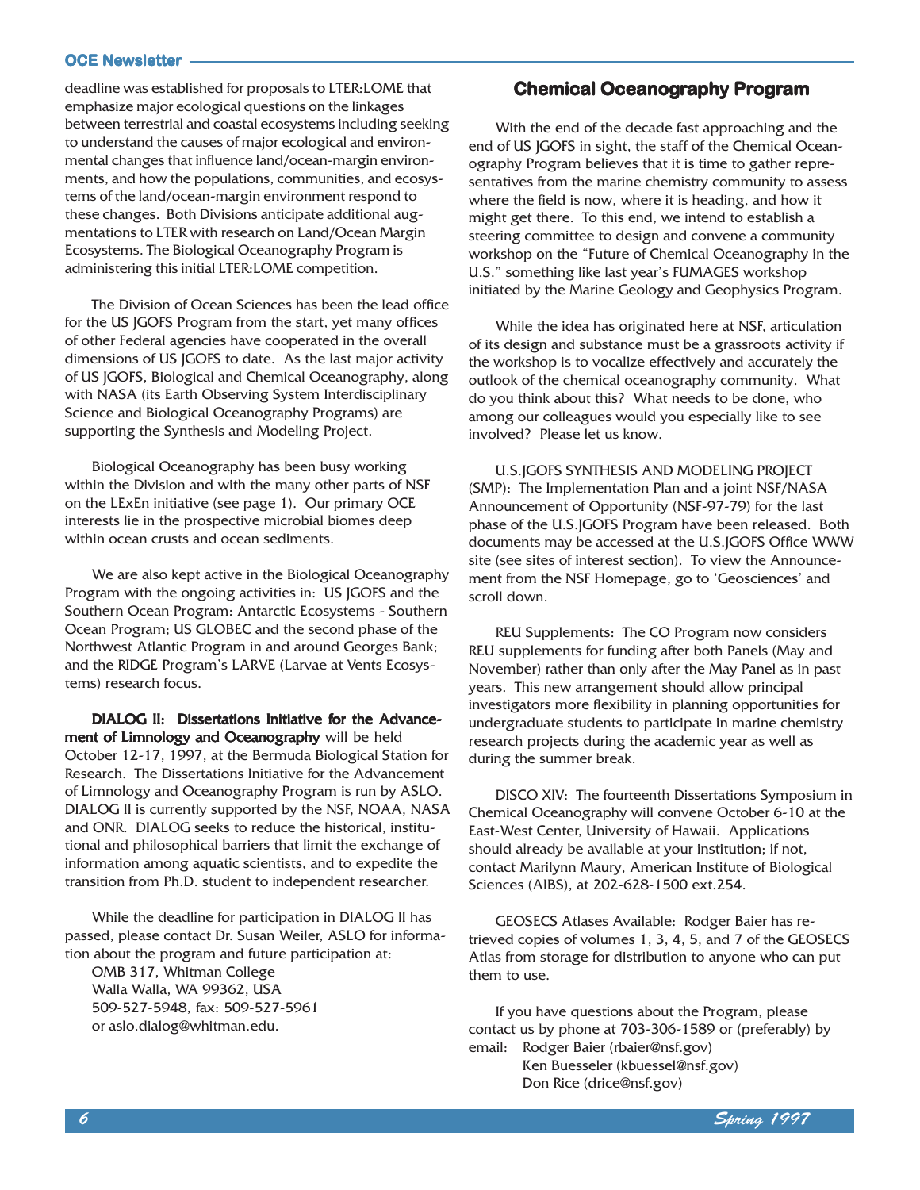deadline was established for proposals to LTER:LOME that emphasize major ecological questions on the linkages between terrestrial and coastal ecosystems including seeking to understand the causes of major ecological and environmental changes that influence land/ocean-margin environments, and how the populations, communities, and ecosystems of the land/ocean-margin environment respond to these changes. Both Divisions anticipate additional augmentations to LTER with research on Land/Ocean Margin Ecosystems. The Biological Oceanography Program is administering this initial LTER:LOME competition.

The Division of Ocean Sciences has been the lead office for the US JGOFS Program from the start, yet many offices of other Federal agencies have cooperated in the overall dimensions of US JGOFS to date. As the last major activity of US JGOFS, Biological and Chemical Oceanography, along with NASA (its Earth Observing System Interdisciplinary Science and Biological Oceanography Programs) are supporting the Synthesis and Modeling Project.

Biological Oceanography has been busy working within the Division and with the many other parts of NSF on the LExEn initiative (see page 1). Our primary OCE interests lie in the prospective microbial biomes deep within ocean crusts and ocean sediments.

We are also kept active in the Biological Oceanography Program with the ongoing activities in: US JGOFS and the Southern Ocean Program: Antarctic Ecosystems - Southern Ocean Program; US GLOBEC and the second phase of the Northwest Atlantic Program in and around Georges Bank; and the RIDGE Program's LARVE (Larvae at Vents Ecosystems) research focus.

**DIALOG II: Dissertations Initiative for the Advancement of Limnology and Oceanography** will be held October 12-17, 1997, at the Bermuda Biological Station for Research. The Dissertations Initiative for the Advancement of Limnology and Oceanography Program is run by ASLO. DIALOG II is currently supported by the NSF, NOAA, NASA and ONR. DIALOG seeks to reduce the historical, institutional and philosophical barriers that limit the exchange of information among aquatic scientists, and to expedite the transition from Ph.D. student to independent researcher.

While the deadline for participation in DIALOG II has passed, please contact Dr. Susan Weiler, ASLO for information about the program and future participation at:

OMB 317, Whitman College
Walla Walla, WA 99362, USA
509-527-5948, fax: 509-527-5961
or aslo.dialog@whitman.edu.

## Chemical Oceanography Program

With the end of the decade fast approaching and the end of US JGOFS in sight, the staff of the Chemical Oceanography Program believes that it is time to gather representatives from the marine chemistry community to assess where the field is now, where it is heading, and how it might get there. To this end, we intend to establish a steering committee to design and convene a community workshop on the "Future of Chemical Oceanography in the U.S." something like last year's FUMAGES workshop initiated by the Marine Geology and Geophysics Program.

While the idea has originated here at NSF, articulation of its design and substance must be a grassroots activity if the workshop is to vocalize effectively and accurately the outlook of the chemical oceanography community. What do you think about this? What needs to be done, who among our colleagues would you especially like to see involved? Please let us know.

U.S.JGOFS SYNTHESIS AND MODELING PROJECT (SMP): The Implementation Plan and a joint NSF/NASA Announcement of Opportunity (NSF-97-79) for the last phase of the U.S.JGOFS Program have been released. Both documents may be accessed at the U.S.JGOFS Office WWW site (see sites of interest section). To view the Announcement from the NSF Homepage, go to 'Geosciences' and scroll down.

REU Supplements: The CO Program now considers REU supplements for funding after both Panels (May and November) rather than only after the May Panel as in past years. This new arrangement should allow principal investigators more flexibility in planning opportunities for undergraduate students to participate in marine chemistry research projects during the academic year as well as during the summer break.

DISCO XIV: The fourteenth Dissertations Symposium in Chemical Oceanography will convene October 6-10 at the East-West Center, University of Hawaii. Applications should already be available at your institution; if not, contact Marilynn Maury, American Institute of Biological Sciences (AIBS), at 202-628-1500 ext.254.

GEOSECS Atlases Available: Rodger Baier has retrieved copies of volumes 1, 3, 4, 5, and 7 of the GEOSECS Atlas from storage for distribution to anyone who can put them to use.

If you have questions about the Program, please contact us by phone at 703-306-1589 or (preferably) by email:

Rodger Baier (rbaier@nsf.gov)
Ken Buesseler (kbuessel@nsf.gov)
Don Rice (drice@nsf.gov)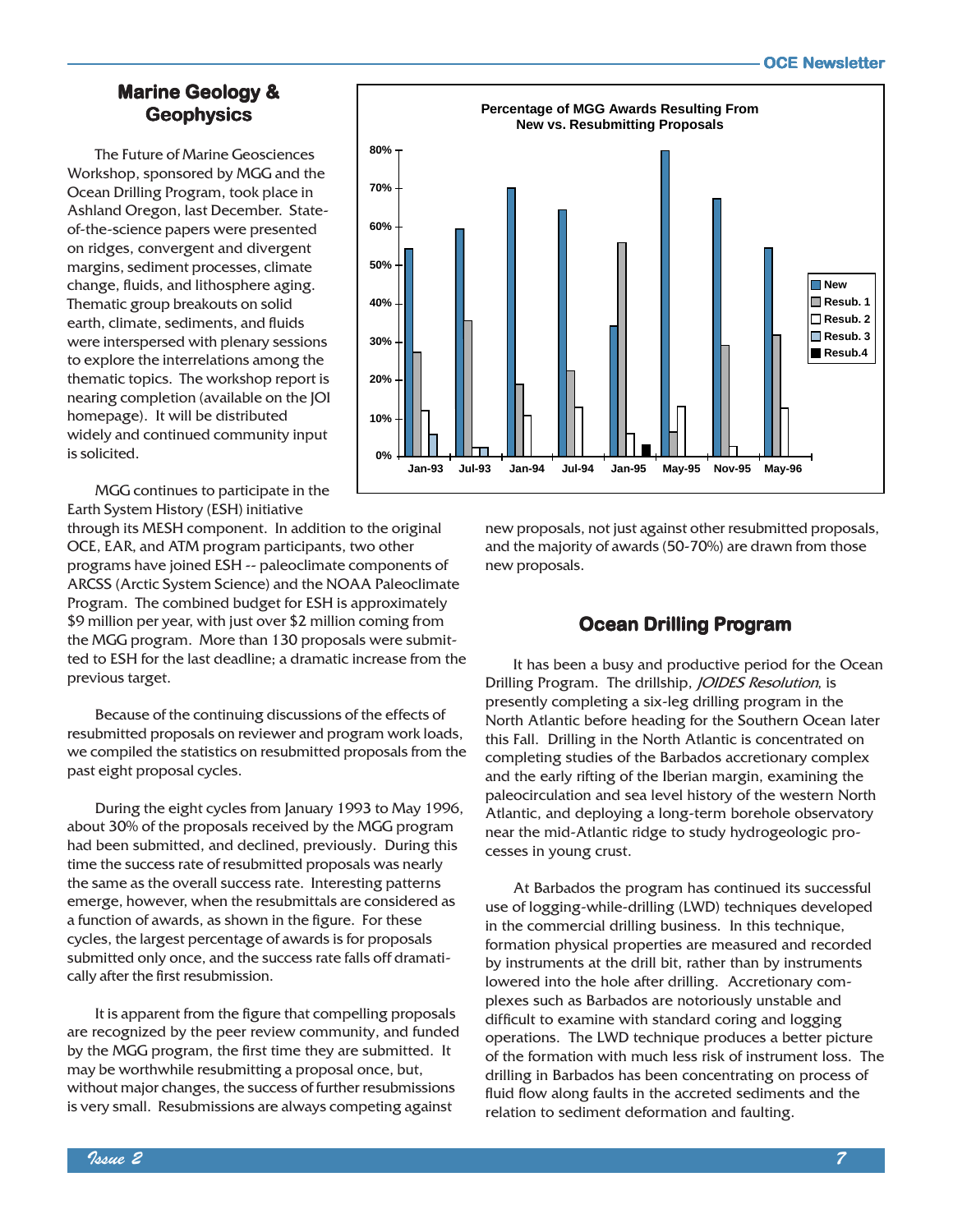## Marine Geology & Geophysics

The Future of Marine Geosciences Workshop, sponsored by MGG and the Ocean Drilling Program, took place in Ashland Oregon, last December. State-of-the-science papers were presented on ridges, convergent and divergent margins, sediment processes, climate change, fluids, and lithosphere aging. Thematic group breakouts on solid earth, climate, sediments, and fluids were interspersed with plenary sessions to explore the interrelations among the thematic topics. The workshop report is nearing completion (available on the JOI homepage). It will be distributed widely and continued community input is solicited.

MGG continues to participate in the Earth System History (ESH) initiative through its MESH component. In addition to the original OCE, EAR, and ATM program participants, two other programs have joined ESH -- paleoclimate components of ARCSS (Arctic System Science) and the NOAA Paleoclimate Program. The combined budget for ESH is approximately $9 million per year, with just over $2 million coming from the MGG program. More than 130 proposals were submitted to ESH for the last deadline; a dramatic increase from the previous target.

Because of the continuing discussions of the effects of resubmitted proposals on reviewer and program work loads, we compiled the statistics on resubmitted proposals from the past eight proposal cycles.

During the eight cycles from January 1993 to May 1996, about 30% of the proposals received by the MGG program had been submitted, and declined, previously. During this time the success rate of resubmitted proposals was nearly the same as the overall success rate. Interesting patterns emerge, however, when the resubmittals are considered as a function of awards, as shown in the figure. For these cycles, the largest percentage of awards is for proposals submitted only once, and the success rate falls off dramatically after the first resubmission.

It is apparent from the figure that compelling proposals are recognized by the peer review community, and funded by the MGG program, the first time they are submitted. It may be worthwhile resubmitting a proposal once, but, without major changes, the success of further resubmissions is very small. Resubmissions are always competing against new proposals, not just against other resubmitted proposals, and the majority of awards (50-70%) are drawn from those new proposals.

**Percentage of MGG Awards Resulting From New vs. Resubmitting Proposals**

| | New | Resub. 1 | Resub. 2 | Resub. 3 | Resub.4 |
|---|---|---|---|---|---|
| Jan-93 | ~54% | ~27% | ~12% | ~6% | |
| Jul-93 | ~59% | ~35% | ~2% | ~2% | |
| Jan-94 | ~70% | ~19% | ~11% | | |
| Jul-94 | ~64% | ~22% | ~13% | | |
| Jan-95 | ~34% | ~56% | ~6% | | ~3% |
| May-95 | ~80% | ~6% | ~13% | | |
| Nov-95 | ~67% | ~29% | ~3% | | |
| May-96 | ~54% | ~32% | ~13% | | |

## Ocean Drilling Program

It has been a busy and productive period for the Ocean Drilling Program. The drillship, *JOIDES Resolution*, is presently completing a six-leg drilling program in the North Atlantic before heading for the Southern Ocean later this Fall. Drilling in the North Atlantic is concentrated on completing studies of the Barbados accretionary complex and the early rifting of the Iberian margin, examining the paleocirculation and sea level history of the western North Atlantic, and deploying a long-term borehole observatory near the mid-Atlantic ridge to study hydrogeologic processes in young crust.

At Barbados the program has continued its successful use of logging-while-drilling (LWD) techniques developed in the commercial drilling business. In this technique, formation physical properties are measured and recorded by instruments at the drill bit, rather than by instruments lowered into the hole after drilling. Accretionary complexes such as Barbados are notoriously unstable and difficult to examine with standard coring and logging operations. The LWD technique produces a better picture of the formation with much less risk of instrument loss. The drilling in Barbados has been concentrating on process of fluid flow along faults in the accreted sediments and the relation to sediment deformation and faulting.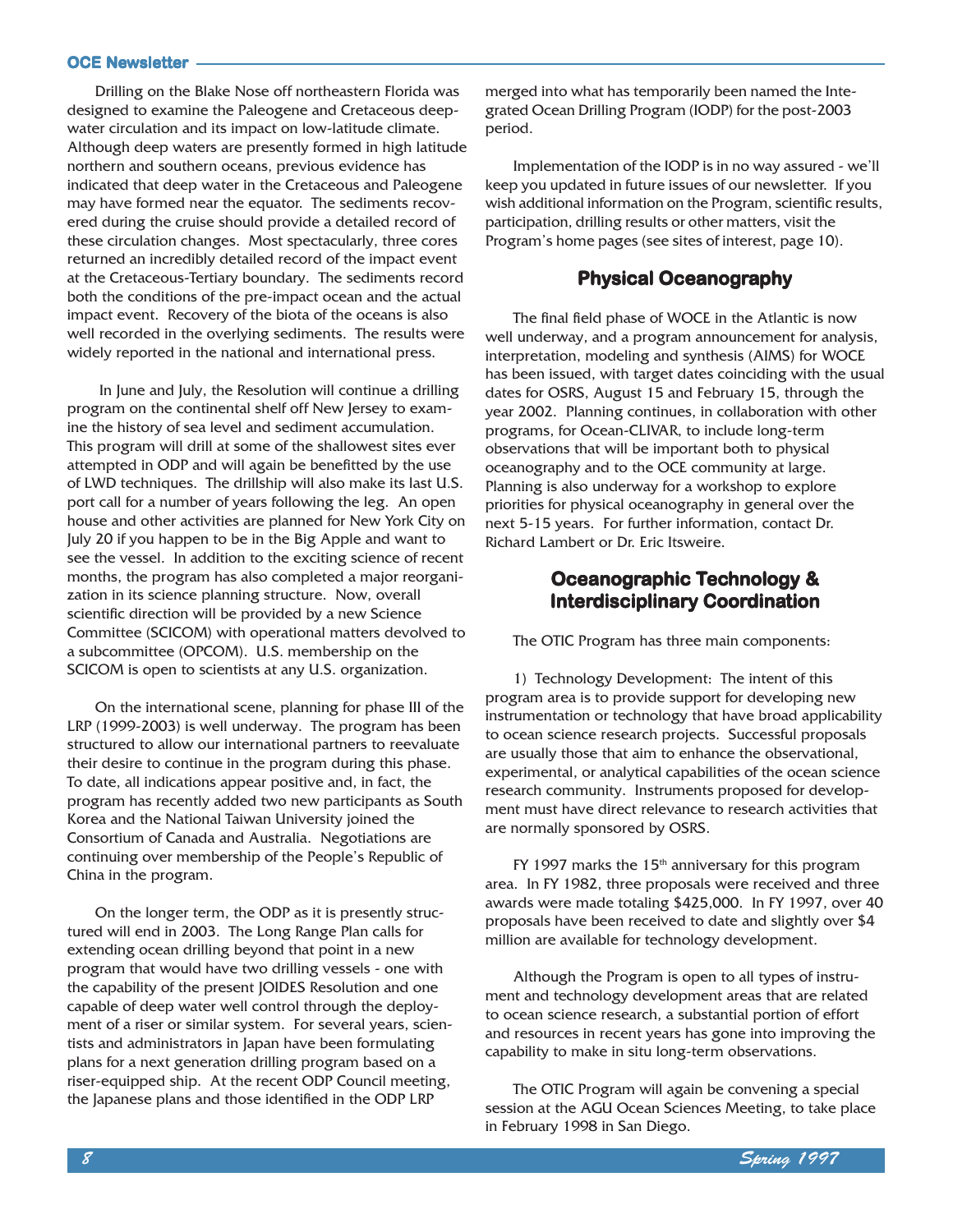Drilling on the Blake Nose off northeastern Florida was designed to examine the Paleogene and Cretaceous deep-water circulation and its impact on low-latitude climate. Although deep waters are presently formed in high latitude northern and southern oceans, previous evidence has indicated that deep water in the Cretaceous and Paleogene may have formed near the equator. The sediments recovered during the cruise should provide a detailed record of these circulation changes. Most spectacularly, three cores returned an incredibly detailed record of the impact event at the Cretaceous-Tertiary boundary. The sediments record both the conditions of the pre-impact ocean and the actual impact event. Recovery of the biota of the oceans is also well recorded in the overlying sediments. The results were widely reported in the national and international press.

In June and July, the Resolution will continue a drilling program on the continental shelf off New Jersey to examine the history of sea level and sediment accumulation. This program will drill at some of the shallowest sites ever attempted in ODP and will again be benefitted by the use of LWD techniques. The drillship will also make its last U.S. port call for a number of years following the leg. An open house and other activities are planned for New York City on July 20 if you happen to be in the Big Apple and want to see the vessel. In addition to the exciting science of recent months, the program has also completed a major reorganization in its science planning structure. Now, overall scientific direction will be provided by a new Science Committee (SCICOM) with operational matters devolved to a subcommittee (OPCOM). U.S. membership on the SCICOM is open to scientists at any U.S. organization.

On the international scene, planning for phase III of the LRP (1999-2003) is well underway. The program has been structured to allow our international partners to reevaluate their desire to continue in the program during this phase. To date, all indications appear positive and, in fact, the program has recently added two new participants as South Korea and the National Taiwan University joined the Consortium of Canada and Australia. Negotiations are continuing over membership of the People's Republic of China in the program.

On the longer term, the ODP as it is presently structured will end in 2003. The Long Range Plan calls for extending ocean drilling beyond that point in a new program that would have two drilling vessels - one with the capability of the present JOIDES Resolution and one capable of deep water well control through the deployment of a riser or similar system. For several years, scientists and administrators in Japan have been formulating plans for a next generation drilling program based on a riser-equipped ship. At the recent ODP Council meeting, the Japanese plans and those identified in the ODP LRP merged into what has temporarily been named the Integrated Ocean Drilling Program (IODP) for the post-2003 period.

Implementation of the IODP is in no way assured - we'll keep you updated in future issues of our newsletter. If you wish additional information on the Program, scientific results, participation, drilling results or other matters, visit the Program's home pages (see sites of interest, page 10).

## Physical Oceanography

The final field phase of WOCE in the Atlantic is now well underway, and a program announcement for analysis, interpretation, modeling and synthesis (AIMS) for WOCE has been issued, with target dates coinciding with the usual dates for OSRS, August 15 and February 15, through the year 2002. Planning continues, in collaboration with other programs, for Ocean-CLIVAR, to include long-term observations that will be important both to physical oceanography and to the OCE community at large. Planning is also underway for a workshop to explore priorities for physical oceanography in general over the next 5-15 years. For further information, contact Dr. Richard Lambert or Dr. Eric Itsweire.

## Oceanographic Technology & Interdisciplinary Coordination

The OTIC Program has three main components:

1) Technology Development: The intent of this program area is to provide support for developing new instrumentation or technology that have broad applicability to ocean science research projects. Successful proposals are usually those that aim to enhance the observational, experimental, or analytical capabilities of the ocean science research community. Instruments proposed for development must have direct relevance to research activities that are normally sponsored by OSRS.

FY 1997 marks the 15th anniversary for this program area. In FY 1982, three proposals were received and three awards were made totaling $425,000. In FY 1997, over 40 proposals have been received to date and slightly over $4 million are available for technology development.

Although the Program is open to all types of instrument and technology development areas that are related to ocean science research, a substantial portion of effort and resources in recent years has gone into improving the capability to make in situ long-term observations.

The OTIC Program will again be convening a special session at the AGU Ocean Sciences Meeting, to take place in February 1998 in San Diego.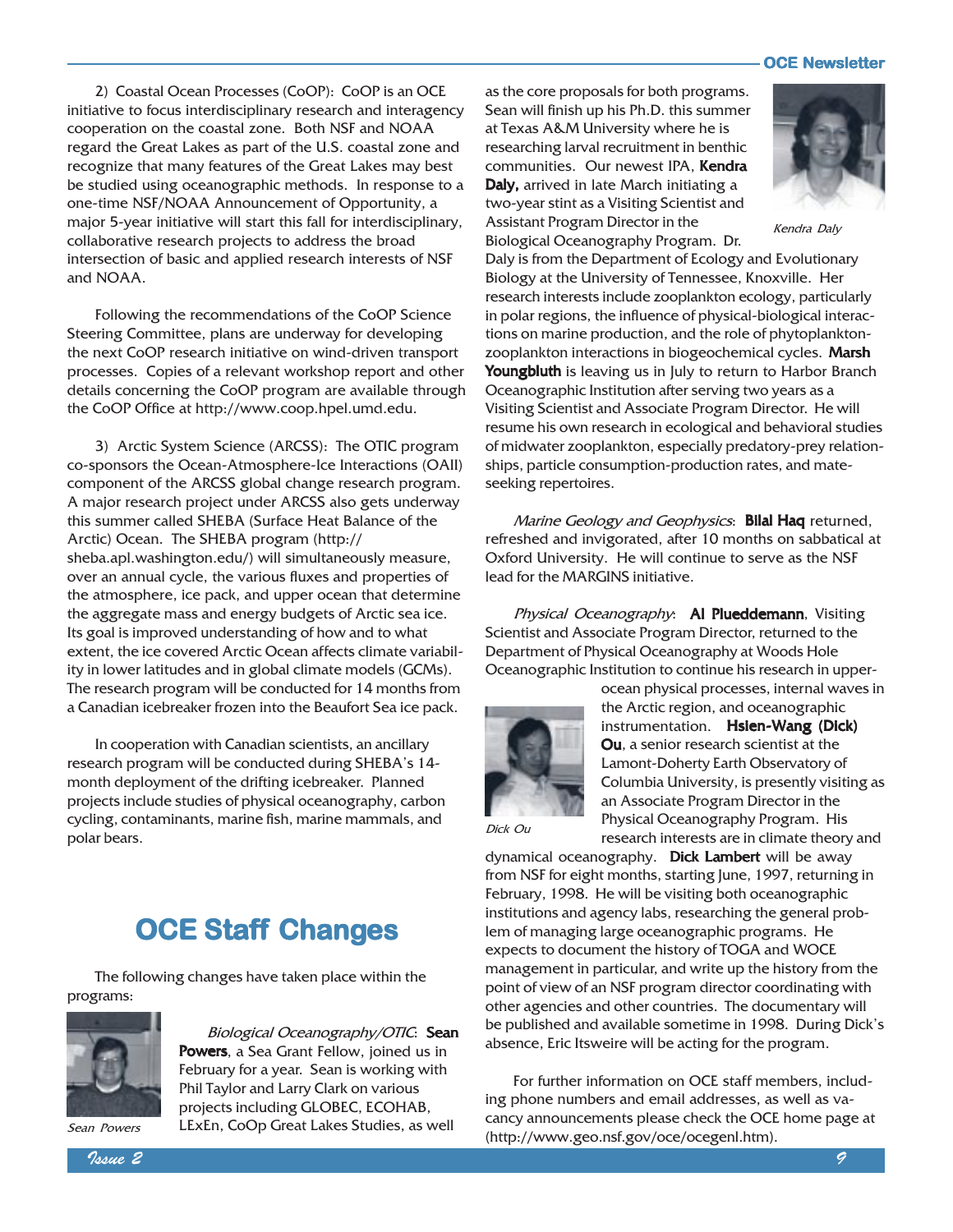2) Coastal Ocean Processes (CoOP): CoOP is an OCE initiative to focus interdisciplinary research and interagency cooperation on the coastal zone. Both NSF and NOAA regard the Great Lakes as part of the U.S. coastal zone and recognize that many features of the Great Lakes may best be studied using oceanographic methods. In response to a one-time NSF/NOAA Announcement of Opportunity, a major 5-year initiative will start this fall for interdisciplinary, collaborative research projects to address the broad intersection of basic and applied research interests of NSF and NOAA.

Following the recommendations of the CoOP Science Steering Committee, plans are underway for developing the next CoOP research initiative on wind-driven transport processes. Copies of a relevant workshop report and other details concerning the CoOP program are available through the CoOP Office at http://www.coop.hpel.umd.edu.

3) Arctic System Science (ARCSS): The OTIC program co-sponsors the Ocean-Atmosphere-Ice Interactions (OAII) component of the ARCSS global change research program. A major research project under ARCSS also gets underway this summer called SHEBA (Surface Heat Balance of the Arctic) Ocean. The SHEBA program (http://sheba.apl.washington.edu/) will simultaneously measure, over an annual cycle, the various fluxes and properties of the atmosphere, ice pack, and upper ocean that determine the aggregate mass and energy budgets of Arctic sea ice. Its goal is improved understanding of how and to what extent, the ice covered Arctic Ocean affects climate variability in lower latitudes and in global climate models (GCMs). The research program will be conducted for 14 months from a Canadian icebreaker frozen into the Beaufort Sea ice pack.

In cooperation with Canadian scientists, an ancillary research program will be conducted during SHEBA's 14-month deployment of the drifting icebreaker. Planned projects include studies of physical oceanography, carbon cycling, contaminants, marine fish, marine mammals, and polar bears.

# OCE Staff Changes

The following changes have taken place within the programs:

*Sean Powers*

*Biological Oceanography/OTIC*: **Sean Powers**, a Sea Grant Fellow, joined us in February for a year. Sean is working with Phil Taylor and Larry Clark on various projects including GLOBEC, ECOHAB, LExEn, CoOp Great Lakes Studies, as well as the core proposals for both programs. Sean will finish up his Ph.D. this summer at Texas A&M University where he is researching larval recruitment in benthic communities. Our newest IPA, **Kendra Daly,** arrived in late March initiating a two-year stint as a Visiting Scientist and Assistant Program Director in the Biological Oceanography Program. Dr. Daly is from the Department of Ecology and Evolutionary Biology at the University of Tennessee, Knoxville. Her research interests include zooplankton ecology, particularly in polar regions, the influence of physical-biological interactions on marine production, and the role of phytoplankton-zooplankton interactions in biogeochemical cycles. **Marsh Youngbluth** is leaving us in July to return to Harbor Branch Oceanographic Institution after serving two years as a Visiting Scientist and Associate Program Director. He will resume his own research in ecological and behavioral studies of midwater zooplankton, especially predatory-prey relationships, particle consumption-production rates, and mate-seeking repertoires.

*Kendra Daly*

*Marine Geology and Geophysics*: **Bilal Haq** returned, refreshed and invigorated, after 10 months on sabbatical at Oxford University. He will continue to serve as the NSF lead for the MARGINS initiative.

*Physical Oceanography*: **Al Plueddemann**, Visiting Scientist and Associate Program Director, returned to the Department of Physical Oceanography at Woods Hole Oceanographic Institution to continue his research in upper-ocean physical processes, internal waves in the Arctic region, and oceanographic instrumentation. **Hsien-Wang (Dick) Ou**, a senior research scientist at the Lamont-Doherty Earth Observatory of Columbia University, is presently visiting as an Associate Program Director in the Physical Oceanography Program. His research interests are in climate theory and dynamical oceanography. **Dick Lambert** will be away from NSF for eight months, starting June, 1997, returning in February, 1998. He will be visiting both oceanographic institutions and agency labs, researching the general problem of managing large oceanographic programs. He expects to document the history of TOGA and WOCE management in particular, and write up the history from the point of view of an NSF program director coordinating with other agencies and other countries. The documentary will be published and available sometime in 1998. During Dick's absence, Eric Itsweire will be acting for the program.

*Dick Ou*

For further information on OCE staff members, including phone numbers and email addresses, as well as vacancy announcements please check the OCE home page at (http://www.geo.nsf.gov/oce/ocegenl.htm).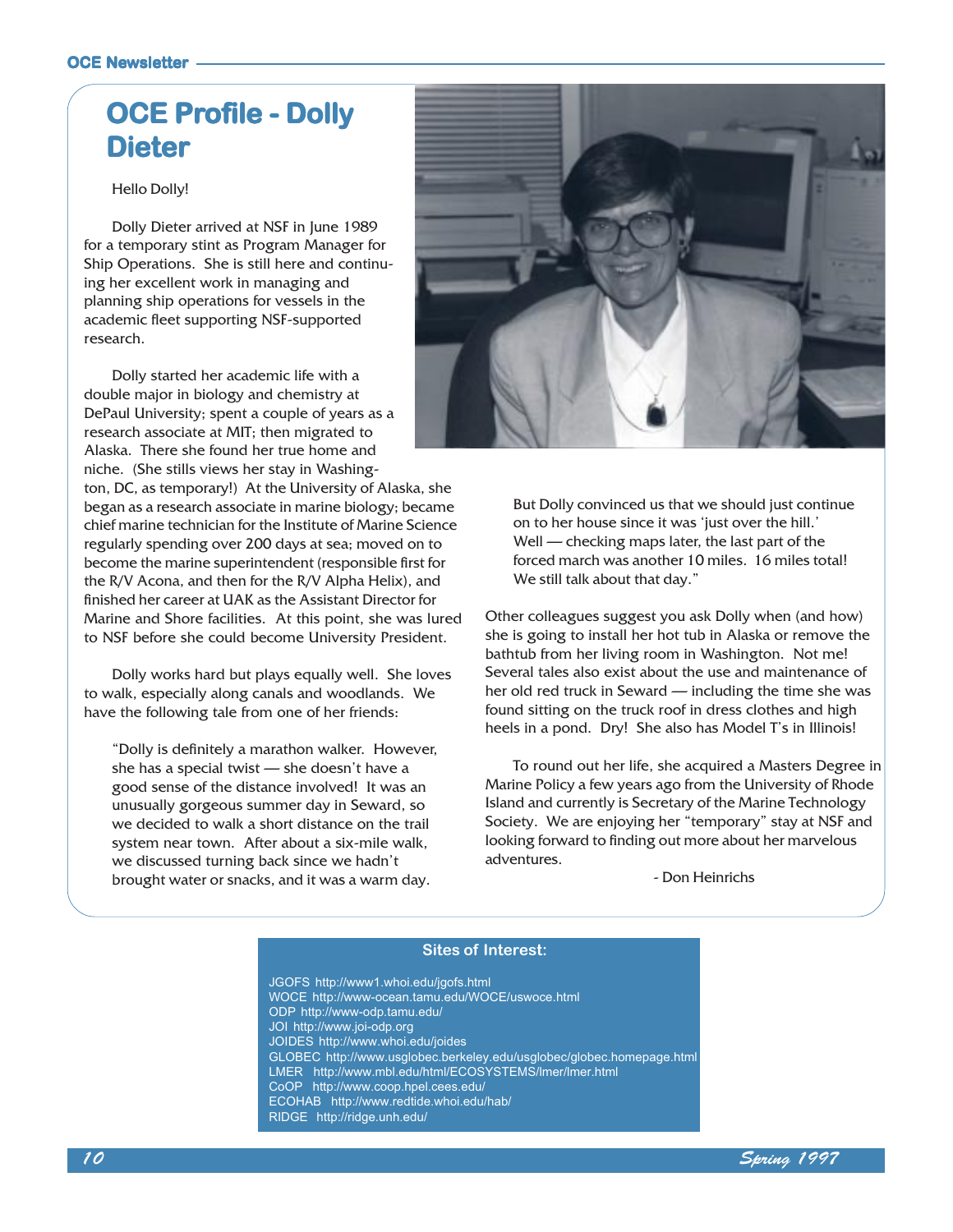# OCE Profile - Dolly Dieter

Hello Dolly!

Dolly Dieter arrived at NSF in June 1989 for a temporary stint as Program Manager for Ship Operations. She is still here and continuing her excellent work in managing and planning ship operations for vessels in the academic fleet supporting NSF-supported research.

Dolly started her academic life with a double major in biology and chemistry at DePaul University; spent a couple of years as a research associate at MIT; then migrated to Alaska. There she found her true home and niche. (She stills views her stay in Washington, DC, as temporary!) At the University of Alaska, she began as a research associate in marine biology; became chief marine technician for the Institute of Marine Science regularly spending over 200 days at sea; moved on to become the marine superintendent (responsible first for the R/V Acona, and then for the R/V Alpha Helix), and finished her career at UAK as the Assistant Director for Marine and Shore facilities. At this point, she was lured to NSF before she could become University President.

Dolly works hard but plays equally well. She loves to walk, especially along canals and woodlands. We have the following tale from one of her friends:

> "Dolly is definitely a marathon walker. However, she has a special twist — she doesn't have a good sense of the distance involved! It was an unusually gorgeous summer day in Seward, so we decided to walk a short distance on the trail system near town. After about a six-mile walk, we discussed turning back since we hadn't brought water or snacks, and it was a warm day. But Dolly convinced us that we should just continue on to her house since it was 'just over the hill.' Well — checking maps later, the last part of the forced march was another 10 miles. 16 miles total! We still talk about that day."

Other colleagues suggest you ask Dolly when (and how) she is going to install her hot tub in Alaska or remove the bathtub from her living room in Washington. Not me! Several tales also exist about the use and maintenance of her old red truck in Seward — including the time she was found sitting on the truck roof in dress clothes and high heels in a pond. Dry! She also has Model T's in Illinois!

To round out her life, she acquired a Masters Degree in Marine Policy a few years ago from the University of Rhode Island and currently is Secretary of the Marine Technology Society. We are enjoying her "temporary" stay at NSF and looking forward to finding out more about her marvelous adventures.

- Don Heinrichs

## Sites of Interest:

JGOFS http://www1.whoi.edu/jgofs.html
WOCE http://www-ocean.tamu.edu/WOCE/uswoce.html
ODP http://www-odp.tamu.edu/
JOI http://www.joi-odp.org
JOIDES http://www.whoi.edu/joides
GLOBEC http://www.usglobec.berkeley.edu/usglobec/globec.homepage.html
LMER http://www.mbl.edu/html/ECOSYSTEMS/lmer/lmer.html
CoOP http://www.coop.hpel.cees.edu/
ECOHAB http://www.redtide.whoi.edu/hab/
RIDGE http://ridge.unh.edu/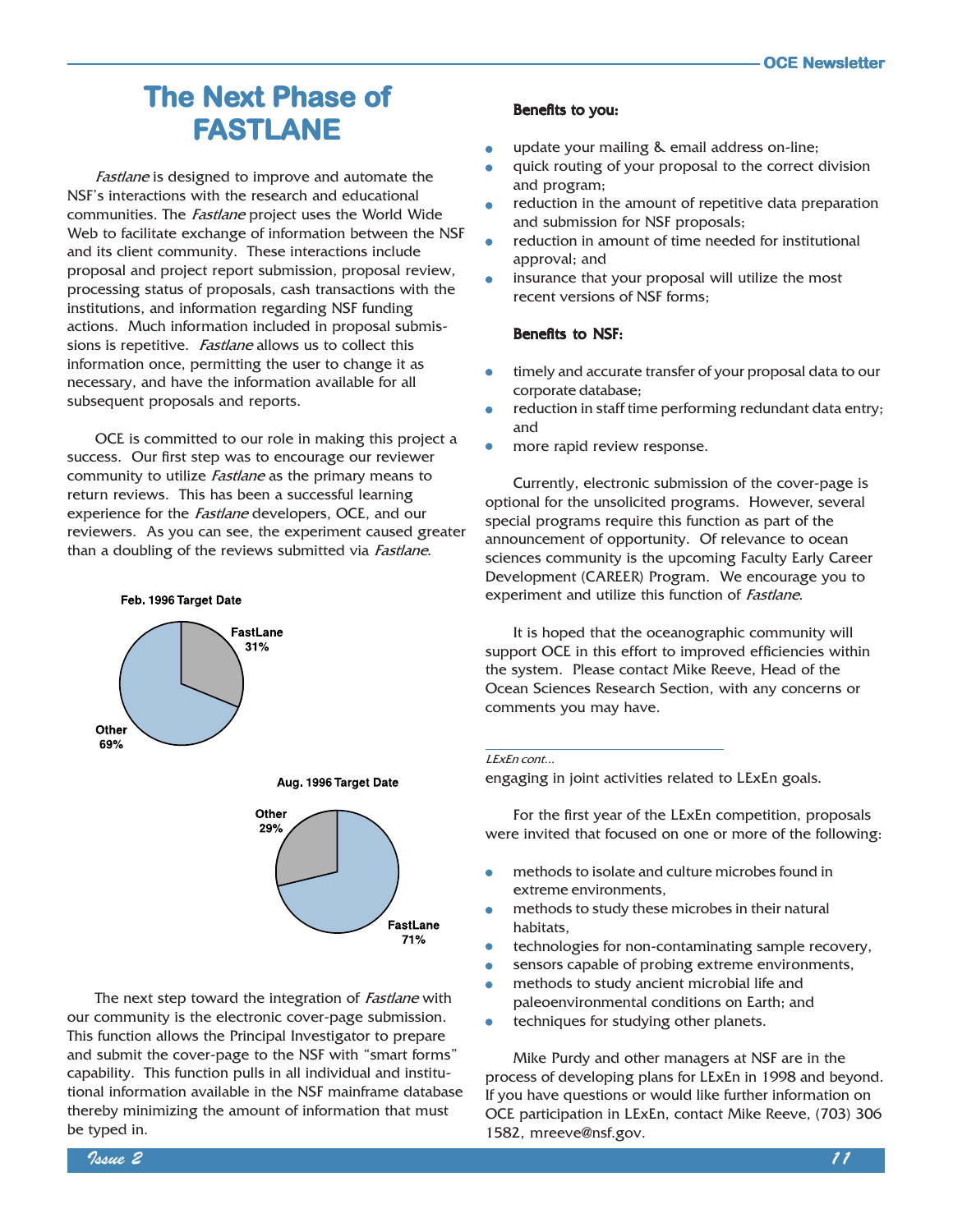# The Next Phase of FASTLANE

*Fastlane* is designed to improve and automate the NSF's interactions with the research and educational communities. The *Fastlane* project uses the World Wide Web to facilitate exchange of information between the NSF and its client community. These interactions include proposal and project report submission, proposal review, processing status of proposals, cash transactions with the institutions, and information regarding NSF funding actions. Much information included in proposal submissions is repetitive. *Fastlane* allows us to collect this information once, permitting the user to change it as necessary, and have the information available for all subsequent proposals and reports.

OCE is committed to our role in making this project a success. Our first step was to encourage our reviewer community to utilize *Fastlane* as the primary means to return reviews. This has been a successful learning experience for the *Fastlane* developers, OCE, and our reviewers. As you can see, the experiment caused greater than a doubling of the reviews submitted via *Fastlane*.

**Feb. 1996 Target Date**

FastLane 31%

Other 69%

**Aug. 1996 Target Date**

Other 29%

FastLane 71%

The next step toward the integration of *Fastlane* with our community is the electronic cover-page submission. This function allows the Principal Investigator to prepare and submit the cover-page to the NSF with "smart forms" capability. This function pulls in all individual and institutional information available in the NSF mainframe database thereby minimizing the amount of information that must be typed in.

**Benefits to you:**

- update your mailing & email address on-line;
- quick routing of your proposal to the correct division and program;
- reduction in the amount of repetitive data preparation and submission for NSF proposals;
- reduction in amount of time needed for institutional approval; and
- insurance that your proposal will utilize the most recent versions of NSF forms;

**Benefits to NSF:**

- timely and accurate transfer of your proposal data to our corporate database;
- reduction in staff time performing redundant data entry; and
- more rapid review response.

Currently, electronic submission of the cover-page is optional for the unsolicited programs. However, several special programs require this function as part of the announcement of opportunity. Of relevance to ocean sciences community is the upcoming Faculty Early Career Development (CAREER) Program. We encourage you to experiment and utilize this function of *Fastlane*.

It is hoped that the oceanographic community will support OCE in this effort to improved efficiencies within the system. Please contact Mike Reeve, Head of the Ocean Sciences Research Section, with any concerns or comments you may have.

---

*LExEn cont...*

engaging in joint activities related to LExEn goals.

For the first year of the LExEn competition, proposals were invited that focused on one or more of the following:

- methods to isolate and culture microbes found in extreme environments,
- methods to study these microbes in their natural habitats,
- technologies for non-contaminating sample recovery,
- sensors capable of probing extreme environments,
- methods to study ancient microbial life and paleoenvironmental conditions on Earth; and
- techniques for studying other planets.

Mike Purdy and other managers at NSF are in the process of developing plans for LExEn in 1998 and beyond. If you have questions or would like further information on OCE participation in LExEn, contact Mike Reeve, (703) 306 1582, mreeve@nsf.gov.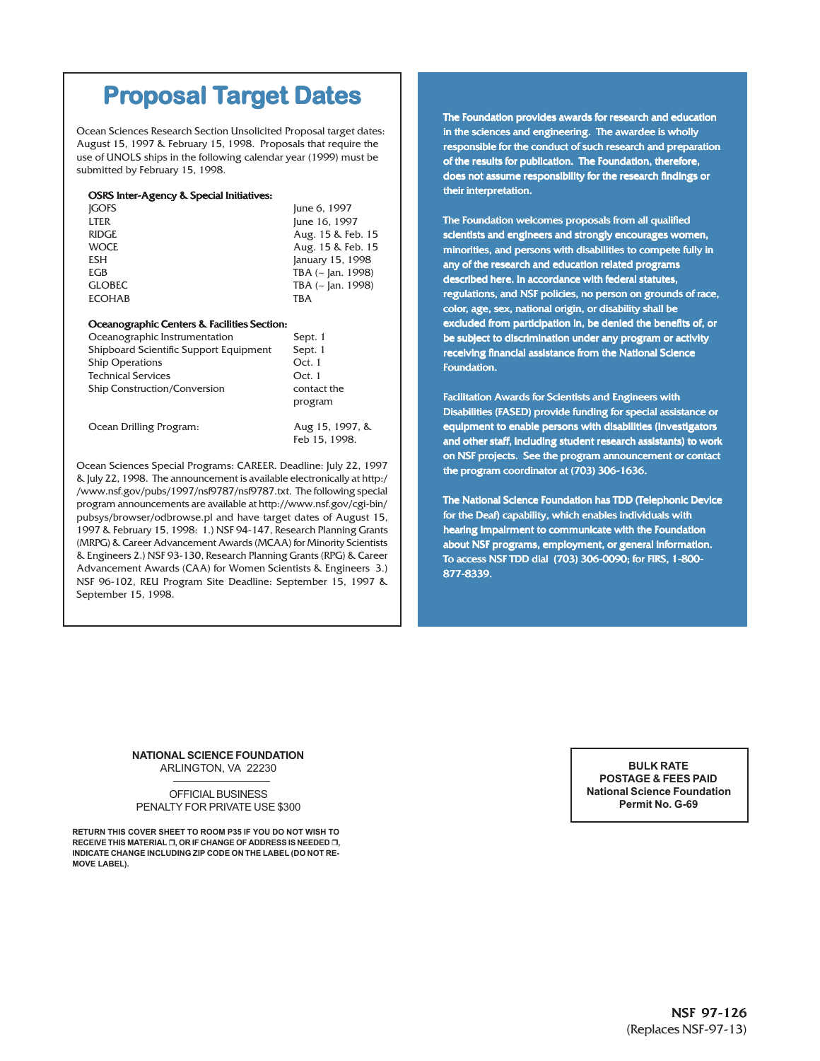# Proposal Target Dates

Ocean Sciences Research Section Unsolicited Proposal target dates: August 15, 1997 & February 15, 1998. Proposals that require the use of UNOLS ships in the following calendar year (1999) must be submitted by February 15, 1998.

**OSRS Inter-Agency & Special Initiatives:**

| | |
|---|---|
| JGOFS | June 6, 1997 |
| LTER | June 16, 1997 |
| RIDGE | Aug. 15 & Feb. 15 |
| WOCE | Aug. 15 & Feb. 15 |
| ESH | January 15, 1998 |
| EGB | TBA (~ Jan. 1998) |
| GLOBEC | TBA (~ Jan. 1998) |
| ECOHAB | TBA |

**Oceanographic Centers & Facilities Section:**

| | |
|---|---|
| Oceanographic Instrumentation | Sept. 1 |
| Shipboard Scientific Support Equipment | Sept. 1 |
| Ship Operations | Oct. 1 |
| Technical Services | Oct. 1 |
| Ship Construction/Conversion | contact the program |
| Ocean Drilling Program: | Aug 15, 1997, & Feb 15, 1998. |

Ocean Sciences Special Programs: CAREER. Deadline: July 22, 1997 & July 22, 1998. The announcement is available electronically at http://www.nsf.gov/pubs/1997/nsf9787/nsf9787.txt. The following special program announcements are available at http://www.nsf.gov/cgi-bin/pubsys/browser/odbrowse.pl and have target dates of August 15, 1997 & February 15, 1998: 1.) NSF 94-147, Research Planning Grants (MRPG) & Career Advancement Awards (MCAA) for Minority Scientists & Engineers 2.) NSF 93-130, Research Planning Grants (RPG) & Career Advancement Awards (CAA) for Women Scientists & Engineers 3.) NSF 96-102, REU Program Site Deadline: September 15, 1997 & September 15, 1998.

The Foundation provides awards for research and education in the sciences and engineering. The awardee is wholly responsible for the conduct of such research and preparation of the results for publication. The Foundation, therefore, does not assume responsibility for the research findings or their interpretation.

The Foundation welcomes proposals from all qualified scientists and engineers and strongly encourages women, minorities, and persons with disabilities to compete fully in any of the research and education related programs described here. In accordance with federal statutes, regulations, and NSF policies, no person on grounds of race, color, age, sex, national origin, or disability shall be excluded from participation in, be denied the benefits of, or be subject to discrimination under any program or activity receiving financial assistance from the National Science Foundation.

Facilitation Awards for Scientists and Engineers with Disabilities (FASED) provide funding for special assistance or equipment to enable persons with disabilities (investigators and other staff, including student research assistants) to work on NSF projects. See the program announcement or contact the program coordinator at (703) 306-1636.

The National Science Foundation has TDD (Telephonic Device for the Deaf) capability, which enables individuals with hearing impairment to communicate with the Foundation about NSF programs, employment, or general information. To access NSF TDD dial (703) 306-0090; for FIRS, 1-800-877-8339.

**NATIONAL SCIENCE FOUNDATION**
ARLINGTON, VA 22230

OFFICIAL BUSINESS
PENALTY FOR PRIVATE USE $300

**RETURN THIS COVER SHEET TO ROOM P35 IF YOU DO NOT WISH TO RECEIVE THIS MATERIAL ❐, OR IF CHANGE OF ADDRESS IS NEEDED ❐, INDICATE CHANGE INCLUDING ZIP CODE ON THE LABEL (DO NOT REMOVE LABEL).**

**BULK RATE**
**POSTAGE & FEES PAID**
**National Science Foundation**
**Permit No. G-69**

**NSF 97-126**
(Replaces NSF-97-13)